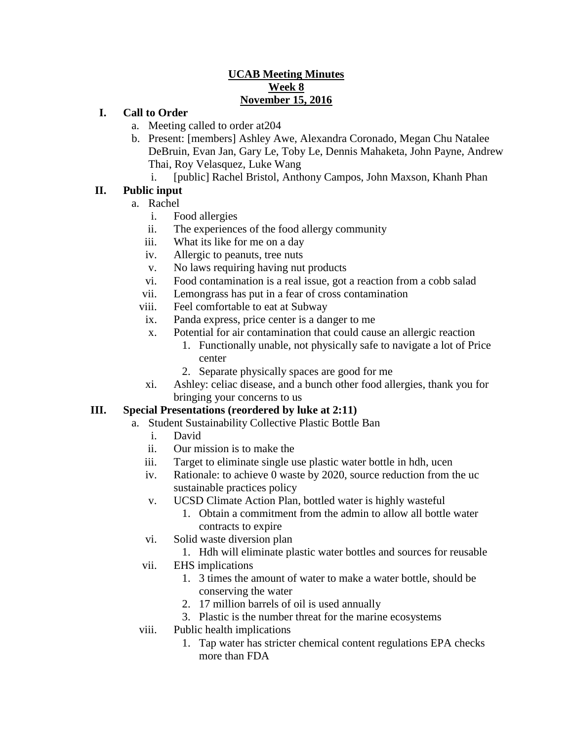**UCAB Meeting Minutes**
**Week 8**
**November 15, 2016**

I. **Call to Order**
   a. Meeting called to order at204
   b. Present: [members] Ashley Awe, Alexandra Coronado, Megan Chu Natalee DeBruin, Evan Jan, Gary Le, Toby Le, Dennis Mahaketa, John Payne, Andrew Thai, Roy Velasquez, Luke Wang
      i. [public] Rachel Bristol, Anthony Campos, John Maxson, Khanh Phan

II. **Public input**
   a. Rachel
      i. Food allergies
      ii. The experiences of the food allergy community
      iii. What its like for me on a day
      iv. Allergic to peanuts, tree nuts
      v. No laws requiring having nut products
      vi. Food contamination is a real issue, got a reaction from a cobb salad
      vii. Lemongrass has put in a fear of cross contamination
      viii. Feel comfortable to eat at Subway
      ix. Panda express, price center is a danger to me
      x. Potential for air contamination that could cause an allergic reaction
         1. Functionally unable, not physically safe to navigate a lot of Price center
         2. Separate physically spaces are good for me
      xi. Ashley: celiac disease, and a bunch other food allergies, thank you for bringing your concerns to us

III. **Special Presentations (reordered by luke at 2:11)**
   a. Student Sustainability Collective Plastic Bottle Ban
      i. David
      ii. Our mission is to make the
      iii. Target to eliminate single use plastic water bottle in hdh, ucen
      iv. Rationale: to achieve 0 waste by 2020, source reduction from the uc sustainable practices policy
      v. UCSD Climate Action Plan, bottled water is highly wasteful
         1. Obtain a commitment from the admin to allow all bottle water contracts to expire
      vi. Solid waste diversion plan
         1. Hdh will eliminate plastic water bottles and sources for reusable
      vii. EHS implications
         1. 3 times the amount of water to make a water bottle, should be conserving the water
         2. 17 million barrels of oil is used annually
         3. Plastic is the number threat for the marine ecosystems
      viii. Public health implications
         1. Tap water has stricter chemical content regulations EPA checks more than FDA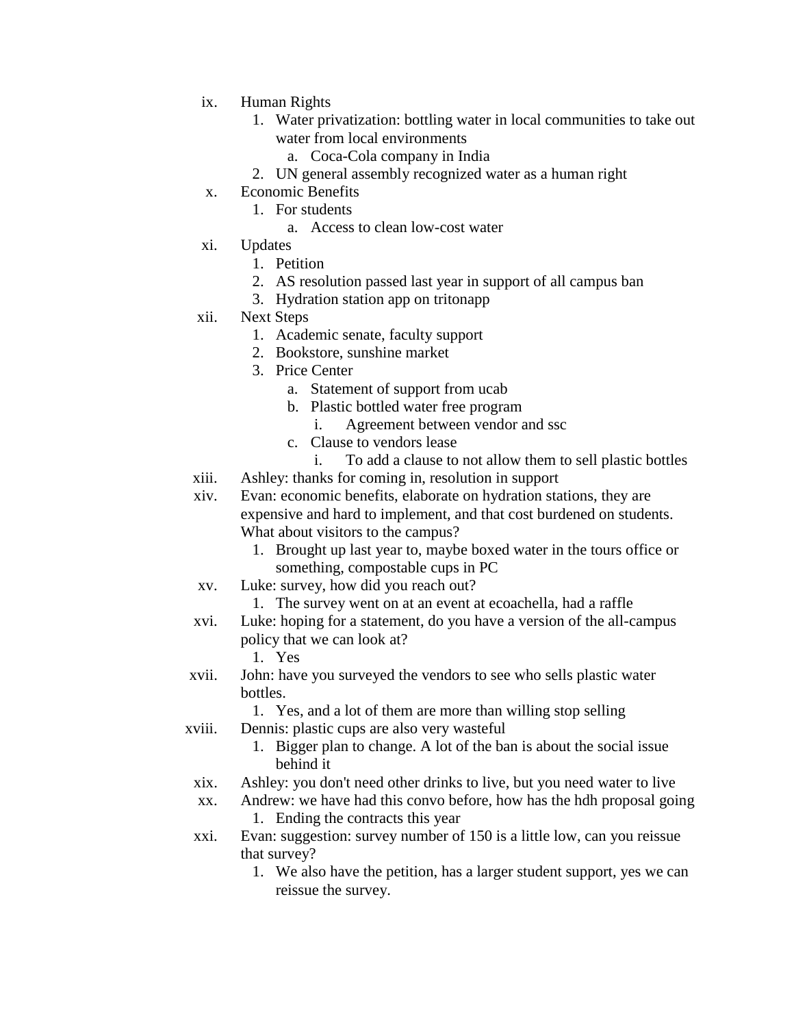ix. Human Rights
   1. Water privatization: bottling water in local communities to take out water from local environments
      a. Coca-Cola company in India
   2. UN general assembly recognized water as a human right

x. Economic Benefits
   1. For students
      a. Access to clean low-cost water

xi. Updates
   1. Petition
   2. AS resolution passed last year in support of all campus ban
   3. Hydration station app on tritonapp

xii. Next Steps
   1. Academic senate, faculty support
   2. Bookstore, sunshine market
   3. Price Center
      a. Statement of support from ucab
      b. Plastic bottled water free program
         i. Agreement between vendor and ssc
      c. Clause to vendors lease
         i. To add a clause to not allow them to sell plastic bottles

xiii. Ashley: thanks for coming in, resolution in support

xiv. Evan: economic benefits, elaborate on hydration stations, they are expensive and hard to implement, and that cost burdened on students. What about visitors to the campus?
   1. Brought up last year to, maybe boxed water in the tours office or something, compostable cups in PC

xv. Luke: survey, how did you reach out?
   1. The survey went on at an event at ecoachella, had a raffle

xvi. Luke: hoping for a statement, do you have a version of the all-campus policy that we can look at?
   1. Yes

xvii. John: have you surveyed the vendors to see who sells plastic water bottles.
   1. Yes, and a lot of them are more than willing stop selling

xviii. Dennis: plastic cups are also very wasteful
   1. Bigger plan to change. A lot of the ban is about the social issue behind it

xix. Ashley: you don't need other drinks to live, but you need water to live

xx. Andrew: we have had this convo before, how has the hdh proposal going
   1. Ending the contracts this year

xxi. Evan: suggestion: survey number of 150 is a little low, can you reissue that survey?
   1. We also have the petition, has a larger student support, yes we can reissue the survey.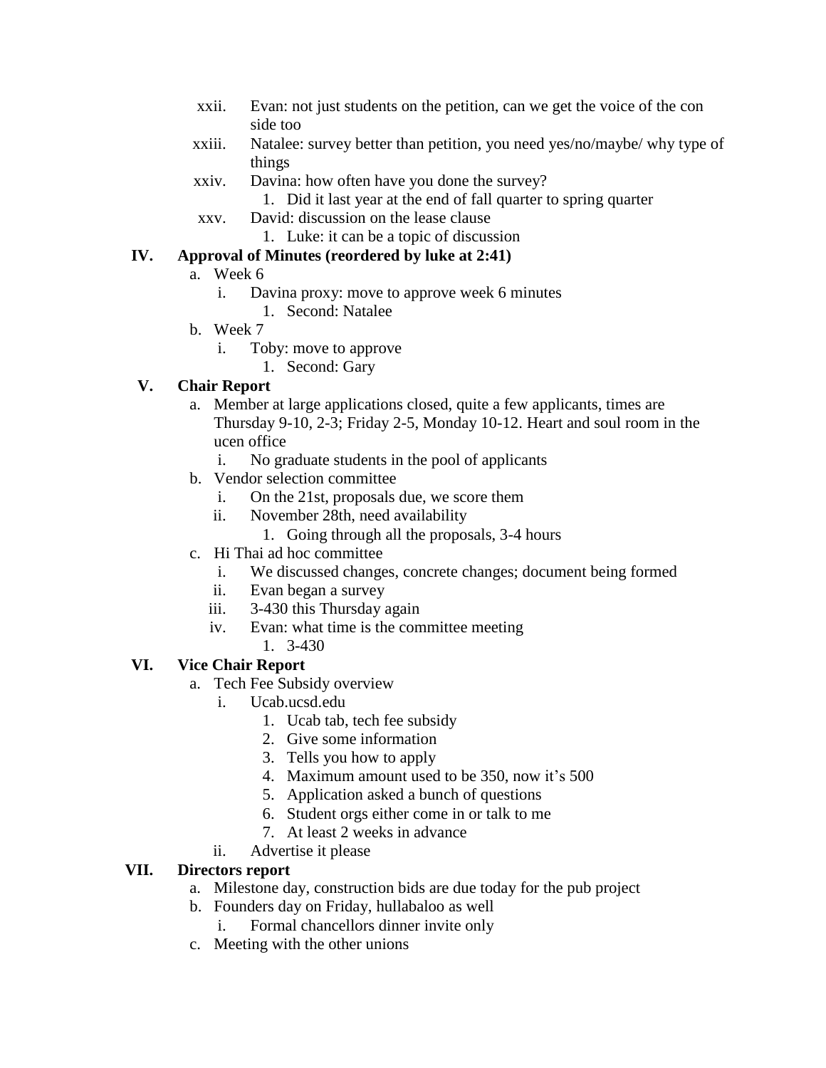xxii. Evan: not just students on the petition, can we get the voice of the con side too

xxiii. Natalee: survey better than petition, you need yes/no/maybe/ why type of things

xxiv. Davina: how often have you done the survey?

1. Did it last year at the end of fall quarter to spring quarter

xxv. David: discussion on the lease clause

1. Luke: it can be a topic of discussion

**IV. Approval of Minutes (reordered by luke at 2:41)**

a. Week 6

i. Davina proxy: move to approve week 6 minutes

1. Second: Natalee

b. Week 7

i. Toby: move to approve

1. Second: Gary

**V. Chair Report**

a. Member at large applications closed, quite a few applicants, times are Thursday 9-10, 2-3; Friday 2-5, Monday 10-12. Heart and soul room in the ucen office

i. No graduate students in the pool of applicants

b. Vendor selection committee

i. On the 21st, proposals due, we score them

ii. November 28th, need availability

1. Going through all the proposals, 3-4 hours

c. Hi Thai ad hoc committee

i. We discussed changes, concrete changes; document being formed

ii. Evan began a survey

iii. 3-430 this Thursday again

iv. Evan: what time is the committee meeting

1. 3-430

**VI. Vice Chair Report**

a. Tech Fee Subsidy overview

i. Ucab.ucsd.edu

1. Ucab tab, tech fee subsidy
2. Give some information
3. Tells you how to apply
4. Maximum amount used to be 350, now it's 500
5. Application asked a bunch of questions
6. Student orgs either come in or talk to me
7. At least 2 weeks in advance

ii. Advertise it please

**VII. Directors report**

a. Milestone day, construction bids are due today for the pub project

b. Founders day on Friday, hullabaloo as well

i. Formal chancellors dinner invite only

c. Meeting with the other unions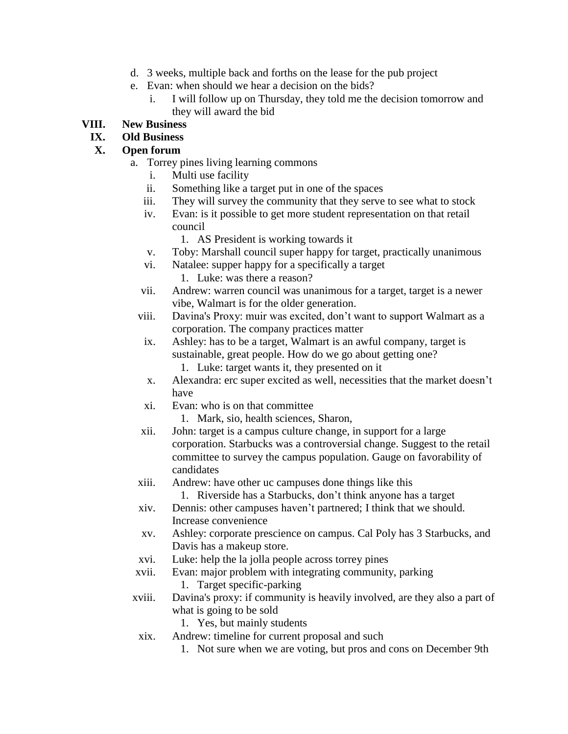d. 3 weeks, multiple back and forths on the lease for the pub project

e. Evan: when should we hear a decision on the bids?
    i. I will follow up on Thursday, they told me the decision tomorrow and they will award the bid

**VIII. New Business**

**IX. Old Business**

**X. Open forum**

a. Torrey pines living learning commons
    i. Multi use facility
    ii. Something like a target put in one of the spaces
    iii. They will survey the community that they serve to see what to stock
    iv. Evan: is it possible to get more student representation on that retail council
        1. AS President is working towards it
    v. Toby: Marshall council super happy for target, practically unanimous
    vi. Natalee: supper happy for a specifically a target
        1. Luke: was there a reason?
    vii. Andrew: warren council was unanimous for a target, target is a newer vibe, Walmart is for the older generation.
    viii. Davina's Proxy: muir was excited, don't want to support Walmart as a corporation. The company practices matter
    ix. Ashley: has to be a target, Walmart is an awful company, target is sustainable, great people. How do we go about getting one?
        1. Luke: target wants it, they presented on it
    x. Alexandra: erc super excited as well, necessities that the market doesn't have
    xi. Evan: who is on that committee
        1. Mark, sio, health sciences, Sharon,
    xii. John: target is a campus culture change, in support for a large corporation. Starbucks was a controversial change. Suggest to the retail committee to survey the campus population. Gauge on favorability of candidates
    xiii. Andrew: have other uc campuses done things like this
        1. Riverside has a Starbucks, don't think anyone has a target
    xiv. Dennis: other campuses haven't partnered; I think that we should. Increase convenience
    xv. Ashley: corporate prescience on campus. Cal Poly has 3 Starbucks, and Davis has a makeup store.
    xvi. Luke: help the la jolla people across torrey pines
    xvii. Evan: major problem with integrating community, parking
        1. Target specific-parking
    xviii. Davina's proxy: if community is heavily involved, are they also a part of what is going to be sold
        1. Yes, but mainly students
    xix. Andrew: timeline for current proposal and such
        1. Not sure when we are voting, but pros and cons on December 9th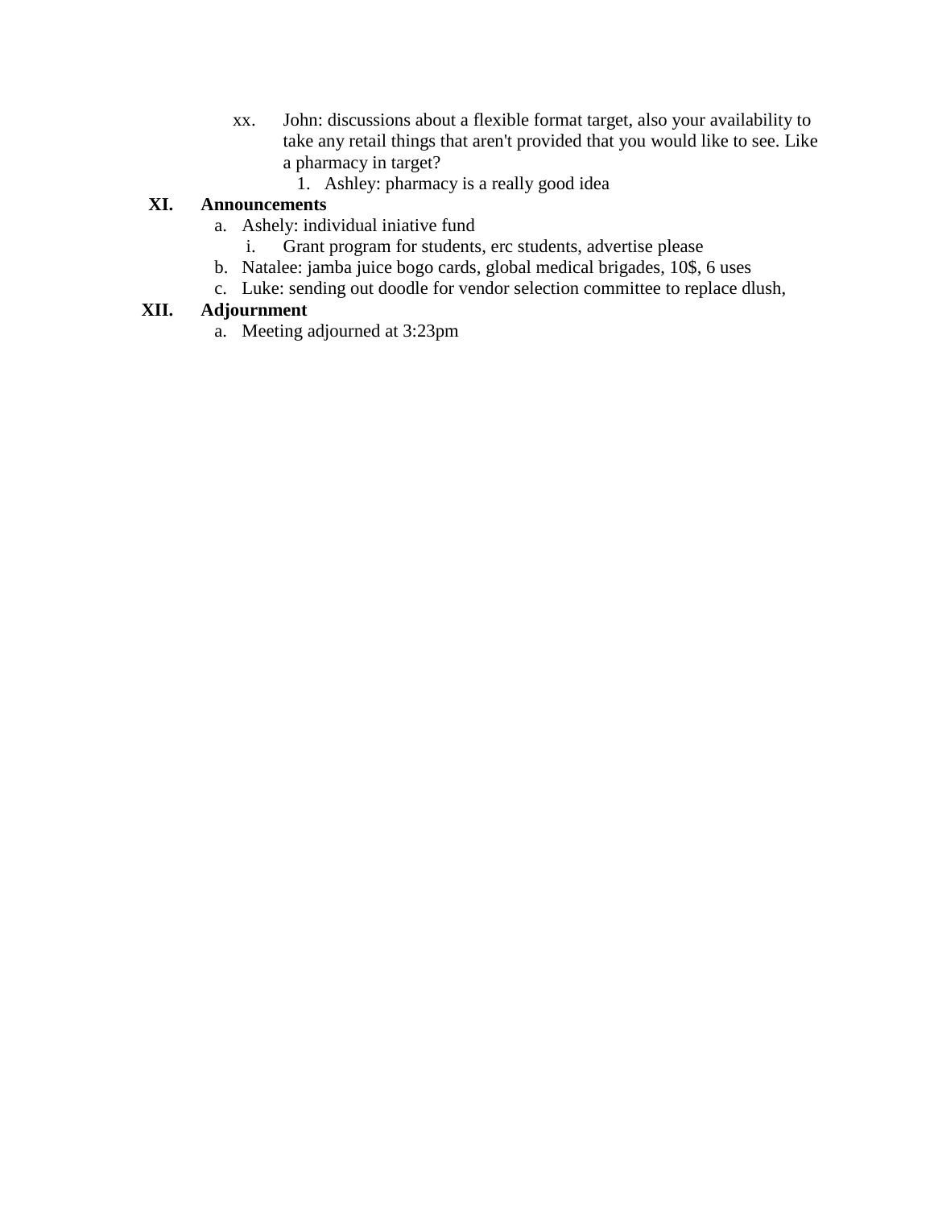xx. John: discussions about a flexible format target, also your availability to take any retail things that aren't provided that you would like to see. Like a pharmacy in target?
   1. Ashley: pharmacy is a really good idea

**XI. Announcements**

a. Ashely: individual iniative fund
   i. Grant program for students, erc students, advertise please

b. Natalee: jamba juice bogo cards, global medical brigades, 10$, 6 uses

c. Luke: sending out doodle for vendor selection committee to replace dlush,

**XII. Adjournment**

a. Meeting adjourned at 3:23pm